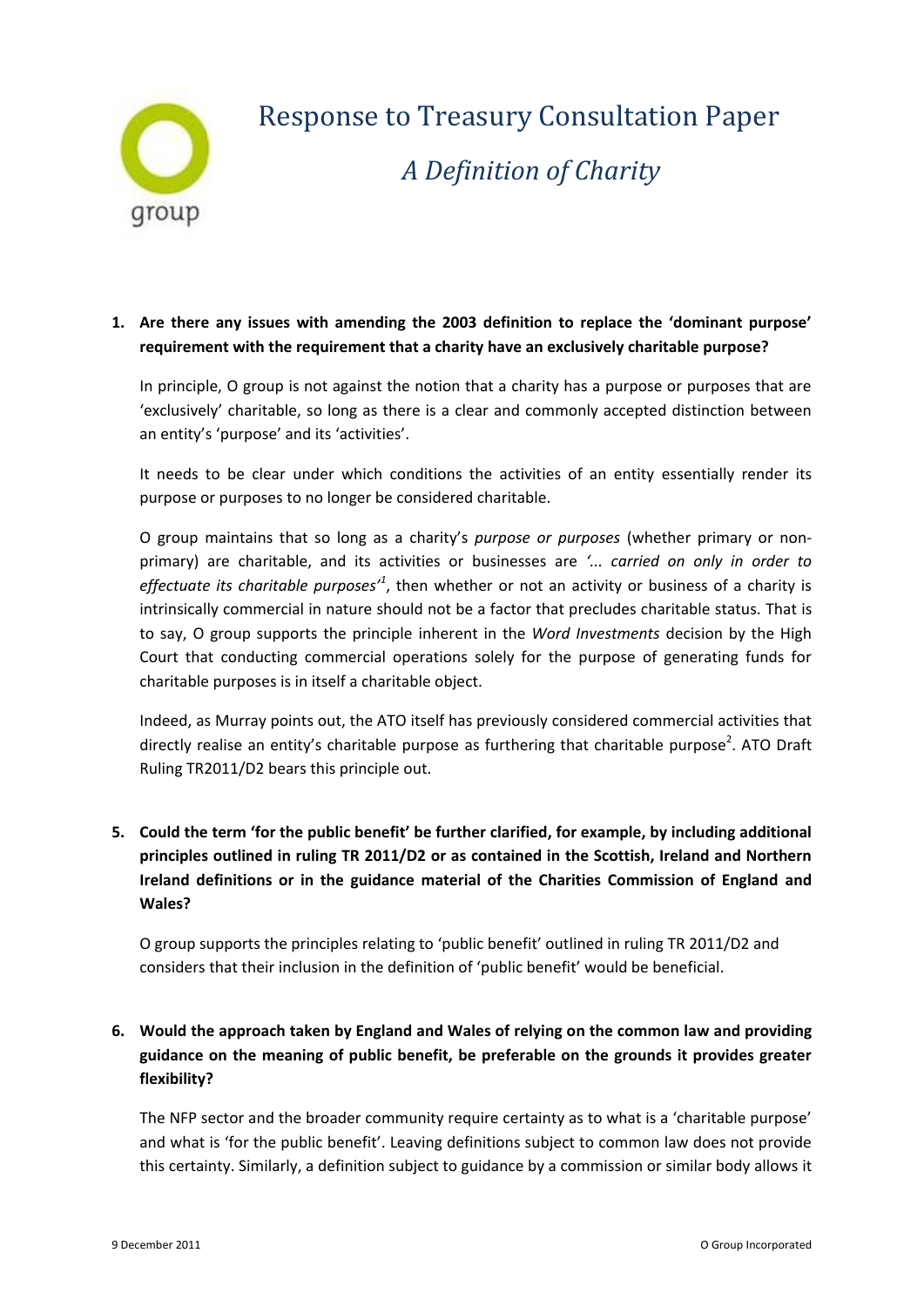# Response to Treasury Consultation Paper

## *A Definition of Charity*

**1. Are there any issues with amending the 2003 definition to replace the 'dominant purpose' requirement with the requirement that a charity have an exclusively charitable purpose?**

In principle, O group is not against the notion that a charity has a purpose or purposes that are 'exclusively' charitable, so long as there is a clear and commonly accepted distinction between an entity's 'purpose' and its 'activities'.

It needs to be clear under which conditions the activities of an entity essentially render its purpose or purposes to no longer be considered charitable.

O group maintains that so long as a charity's *purpose or purposes* (whether primary or non-primary) are charitable, and its activities or businesses are *'... carried on only in order to effectuate its charitable purposes'*[1], then whether or not an activity or business of a charity is intrinsically commercial in nature should not be a factor that precludes charitable status. That is to say, O group supports the principle inherent in the *Word Investments* decision by the High Court that conducting commercial operations solely for the purpose of generating funds for charitable purposes is in itself a charitable object.

Indeed, as Murray points out, the ATO itself has previously considered commercial activities that directly realise an entity's charitable purpose as furthering that charitable purpose[2]. ATO Draft Ruling TR2011/D2 bears this principle out.

**5. Could the term 'for the public benefit' be further clarified, for example, by including additional principles outlined in ruling TR 2011/D2 or as contained in the Scottish, Ireland and Northern Ireland definitions or in the guidance material of the Charities Commission of England and Wales?**

O group supports the principles relating to 'public benefit' outlined in ruling TR 2011/D2 and considers that their inclusion in the definition of 'public benefit' would be beneficial.

**6. Would the approach taken by England and Wales of relying on the common law and providing guidance on the meaning of public benefit, be preferable on the grounds it provides greater flexibility?**

The NFP sector and the broader community require certainty as to what is a 'charitable purpose' and what is 'for the public benefit'. Leaving definitions subject to common law does not provide this certainty. Similarly, a definition subject to guidance by a commission or similar body allows it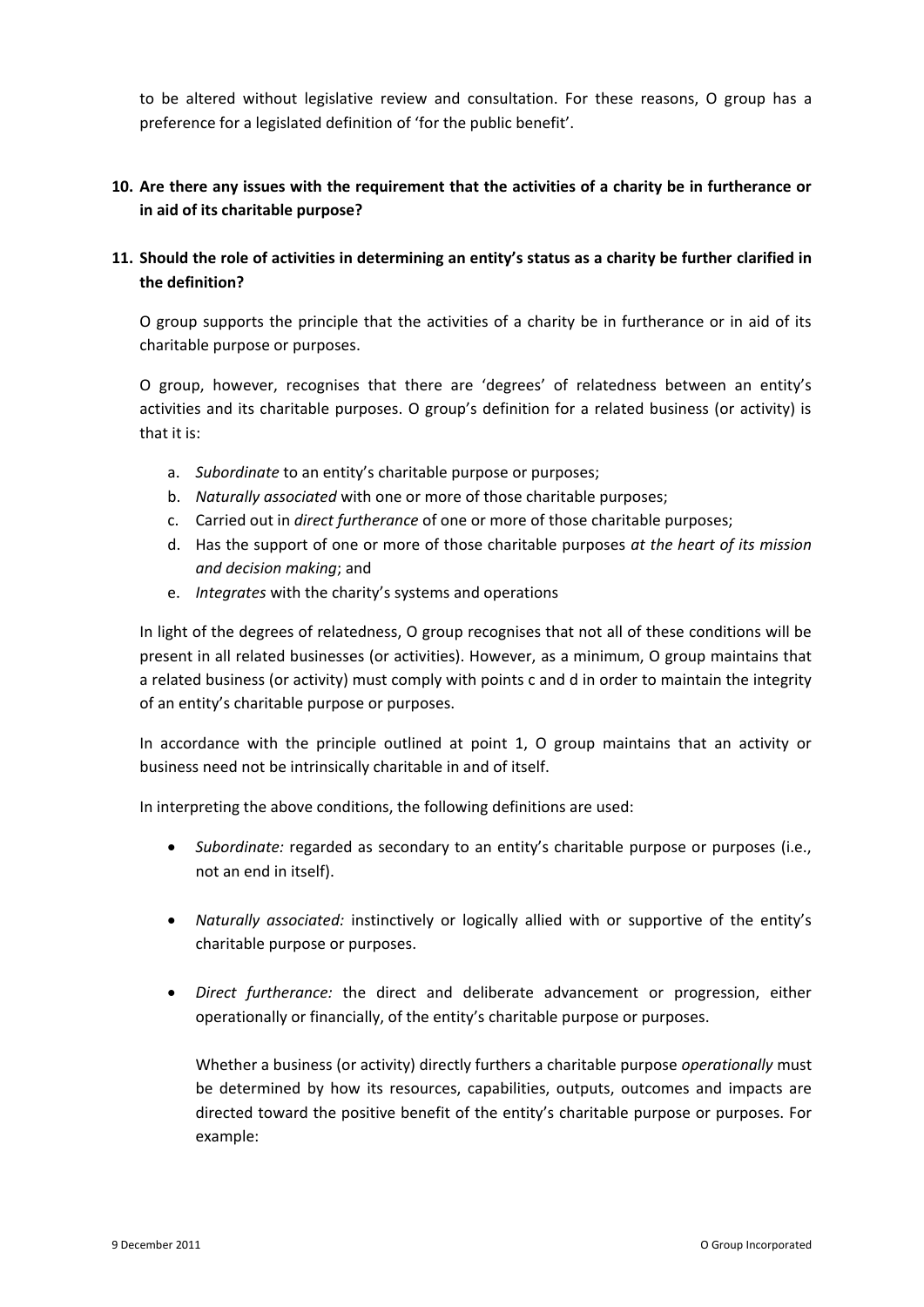to be altered without legislative review and consultation. For these reasons, O group has a preference for a legislated definition of 'for the public benefit'.

**10. Are there any issues with the requirement that the activities of a charity be in furtherance or in aid of its charitable purpose?**

**11. Should the role of activities in determining an entity's status as a charity be further clarified in the definition?**

O group supports the principle that the activities of a charity be in furtherance or in aid of its charitable purpose or purposes.

O group, however, recognises that there are 'degrees' of relatedness between an entity's activities and its charitable purposes. O group's definition for a related business (or activity) is that it is:

a. *Subordinate* to an entity's charitable purpose or purposes;
b. *Naturally associated* with one or more of those charitable purposes;
c. Carried out in *direct furtherance* of one or more of those charitable purposes;
d. Has the support of one or more of those charitable purposes *at the heart of its mission and decision making*; and
e. *Integrates* with the charity's systems and operations

In light of the degrees of relatedness, O group recognises that not all of these conditions will be present in all related businesses (or activities). However, as a minimum, O group maintains that a related business (or activity) must comply with points c and d in order to maintain the integrity of an entity's charitable purpose or purposes.

In accordance with the principle outlined at point 1, O group maintains that an activity or business need not be intrinsically charitable in and of itself.

In interpreting the above conditions, the following definitions are used:

- *Subordinate:* regarded as secondary to an entity's charitable purpose or purposes (i.e., not an end in itself).

- *Naturally associated:* instinctively or logically allied with or supportive of the entity's charitable purpose or purposes.

- *Direct furtherance:* the direct and deliberate advancement or progression, either operationally or financially, of the entity's charitable purpose or purposes.

  Whether a business (or activity) directly furthers a charitable purpose *operationally* must be determined by how its resources, capabilities, outputs, outcomes and impacts are directed toward the positive benefit of the entity's charitable purpose or purposes. For example: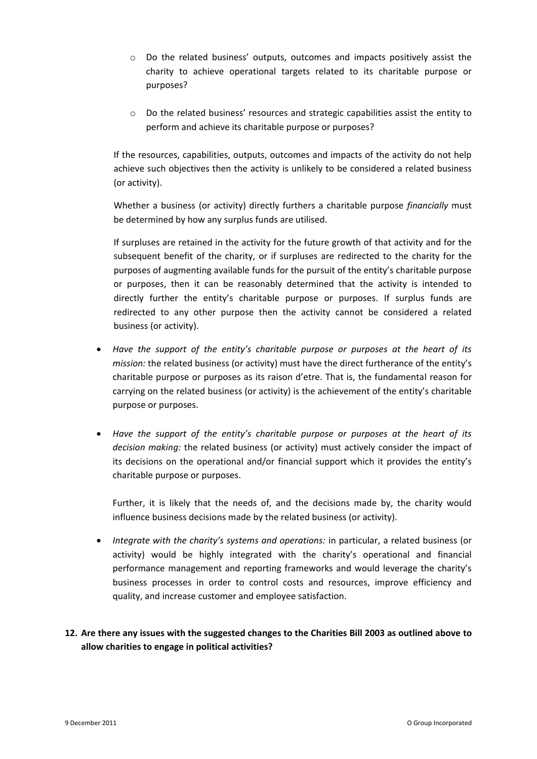- Do the related business' outputs, outcomes and impacts positively assist the charity to achieve operational targets related to its charitable purpose or purposes?

  - Do the related business' resources and strategic capabilities assist the entity to perform and achieve its charitable purpose or purposes?

  If the resources, capabilities, outputs, outcomes and impacts of the activity do not help achieve such objectives then the activity is unlikely to be considered a related business (or activity).

  Whether a business (or activity) directly furthers a charitable purpose *financially* must be determined by how any surplus funds are utilised.

  If surpluses are retained in the activity for the future growth of that activity and for the subsequent benefit of the charity, or if surpluses are redirected to the charity for the purposes of augmenting available funds for the pursuit of the entity's charitable purpose or purposes, then it can be reasonably determined that the activity is intended to directly further the entity's charitable purpose or purposes. If surplus funds are redirected to any other purpose then the activity cannot be considered a related business (or activity).

- *Have the support of the entity's charitable purpose or purposes at the heart of its mission:* the related business (or activity) must have the direct furtherance of the entity's charitable purpose or purposes as its raison d'etre. That is, the fundamental reason for carrying on the related business (or activity) is the achievement of the entity's charitable purpose or purposes.

- *Have the support of the entity's charitable purpose or purposes at the heart of its decision making:* the related business (or activity) must actively consider the impact of its decisions on the operational and/or financial support which it provides the entity's charitable purpose or purposes.

  Further, it is likely that the needs of, and the decisions made by, the charity would influence business decisions made by the related business (or activity).

- *Integrate with the charity's systems and operations:* in particular, a related business (or activity) would be highly integrated with the charity's operational and financial performance management and reporting frameworks and would leverage the charity's business processes in order to control costs and resources, improve efficiency and quality, and increase customer and employee satisfaction.

**12. Are there any issues with the suggested changes to the Charities Bill 2003 as outlined above to allow charities to engage in political activities?**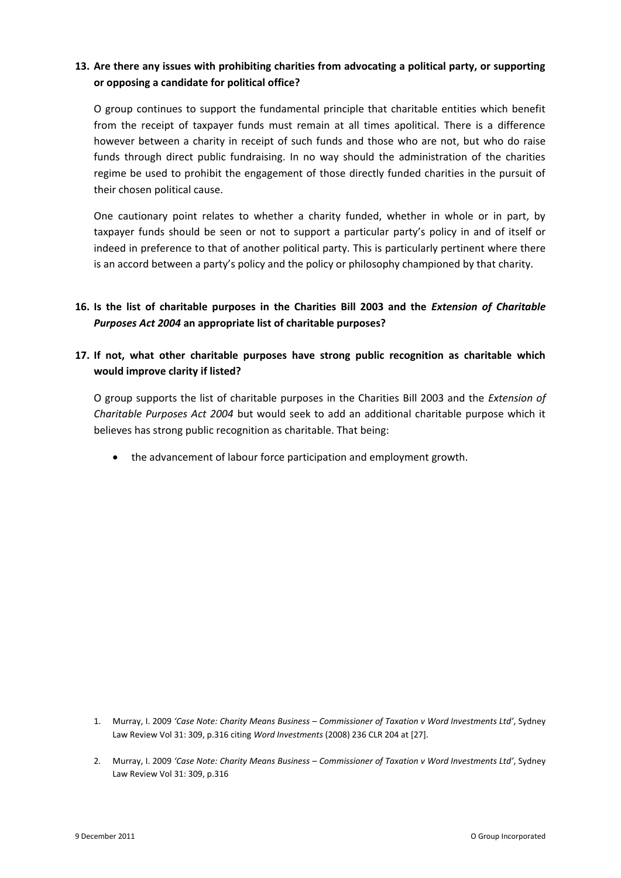**13. Are there any issues with prohibiting charities from advocating a political party, or supporting or opposing a candidate for political office?**

O group continues to support the fundamental principle that charitable entities which benefit from the receipt of taxpayer funds must remain at all times apolitical. There is a difference however between a charity in receipt of such funds and those who are not, but who do raise funds through direct public fundraising. In no way should the administration of the charities regime be used to prohibit the engagement of those directly funded charities in the pursuit of their chosen political cause.

One cautionary point relates to whether a charity funded, whether in whole or in part, by taxpayer funds should be seen or not to support a particular party's policy in and of itself or indeed in preference to that of another political party. This is particularly pertinent where there is an accord between a party's policy and the policy or philosophy championed by that charity.

**16. Is the list of charitable purposes in the Charities Bill 2003 and the *Extension of Charitable Purposes Act 2004* an appropriate list of charitable purposes?**

**17. If not, what other charitable purposes have strong public recognition as charitable which would improve clarity if listed?**

O group supports the list of charitable purposes in the Charities Bill 2003 and the *Extension of Charitable Purposes Act 2004* but would seek to add an additional charitable purpose which it believes has strong public recognition as charitable. That being:

- the advancement of labour force participation and employment growth.

1. Murray, I. 2009 *'Case Note: Charity Means Business – Commissioner of Taxation v Word Investments Ltd'*, Sydney Law Review Vol 31: 309, p.316 citing *Word Investments* (2008) 236 CLR 204 at [27].

2. Murray, I. 2009 *'Case Note: Charity Means Business – Commissioner of Taxation v Word Investments Ltd'*, Sydney Law Review Vol 31: 309, p.316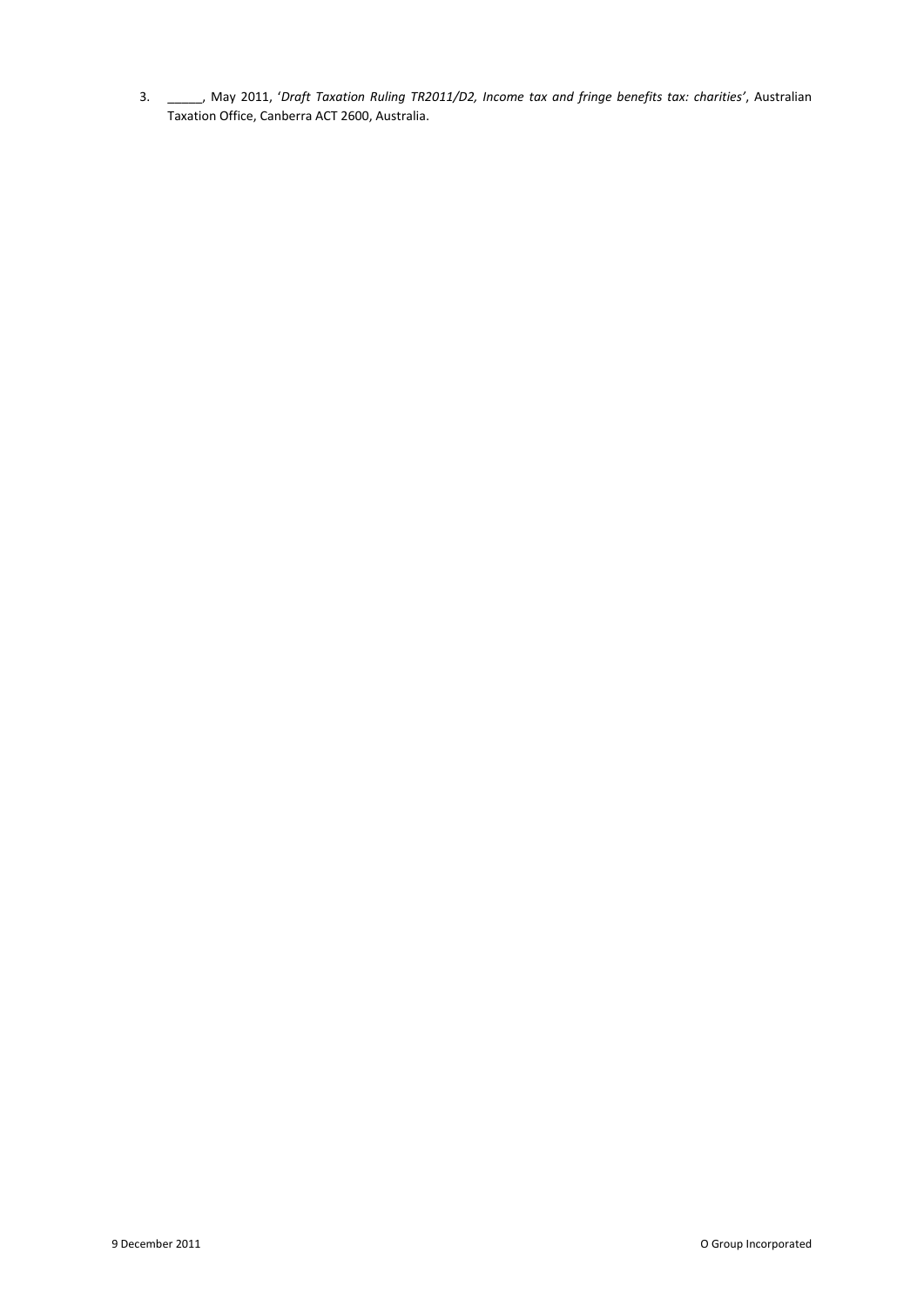3. _____, May 2011, '*Draft Taxation Ruling TR2011/D2, Income tax and fringe benefits tax: charities*', Australian Taxation Office, Canberra ACT 2600, Australia.